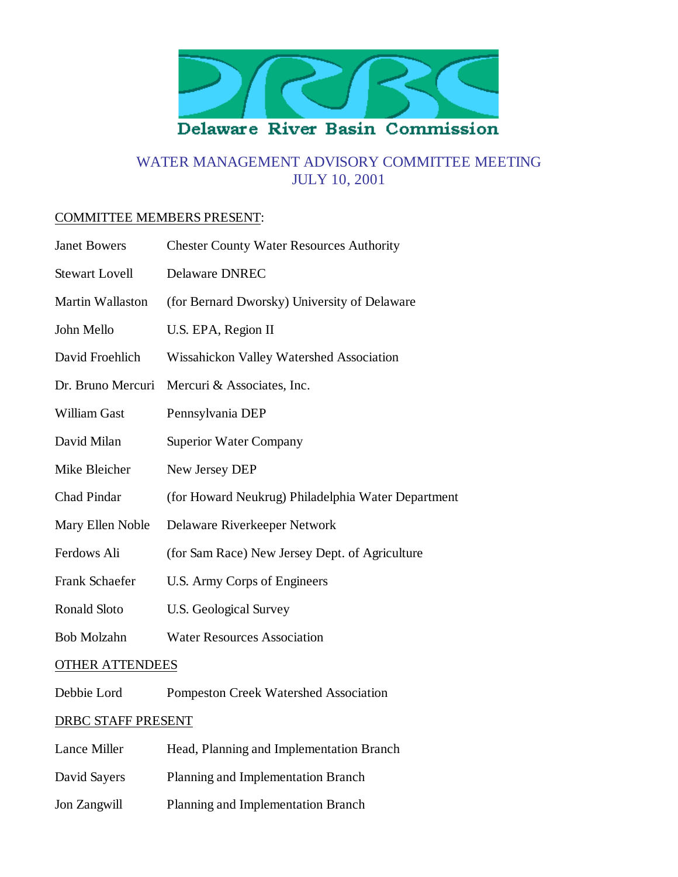Delaware River Basin Commission

# WATER MANAGEMENT ADVISORY COMMITTEE MEETING
## JULY 10, 2001

COMMITTEE MEMBERS PRESENT:

| | |
|---|---|
| Janet Bowers | Chester County Water Resources Authority |
| Stewart Lovell | Delaware DNREC |
| Martin Wallaston | (for Bernard Dworsky) University of Delaware |
| John Mello | U.S. EPA, Region II |
| David Froehlich | Wissahickon Valley Watershed Association |
| Dr. Bruno Mercuri | Mercuri & Associates, Inc. |
| William Gast | Pennsylvania DEP |
| David Milan | Superior Water Company |
| Mike Bleicher | New Jersey DEP |
| Chad Pindar | (for Howard Neukrug) Philadelphia Water Department |
| Mary Ellen Noble | Delaware Riverkeeper Network |
| Ferdows Ali | (for Sam Race) New Jersey Dept. of Agriculture |
| Frank Schaefer | U.S. Army Corps of Engineers |
| Ronald Sloto | U.S. Geological Survey |
| Bob Molzahn | Water Resources Association |

OTHER ATTENDEES

| | |
|---|---|
| Debbie Lord | Pompeston Creek Watershed Association |

DRBC STAFF PRESENT

| | |
|---|---|
| Lance Miller | Head, Planning and Implementation Branch |
| David Sayers | Planning and Implementation Branch |
| Jon Zangwill | Planning and Implementation Branch |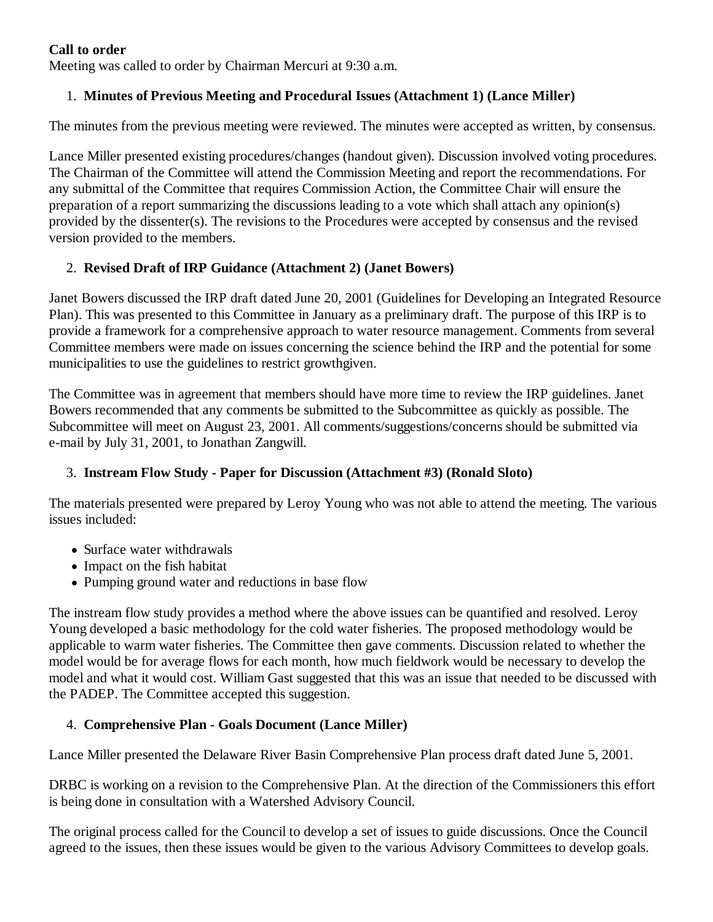**Call to order**

Meeting was called to order by Chairman Mercuri at 9:30 a.m.

1. **Minutes of Previous Meeting and Procedural Issues (Attachment 1) (Lance Miller)**

The minutes from the previous meeting were reviewed. The minutes were accepted as written, by consensus.

Lance Miller presented existing procedures/changes (handout given). Discussion involved voting procedures. The Chairman of the Committee will attend the Commission Meeting and report the recommendations. For any submittal of the Committee that requires Commission Action, the Committee Chair will ensure the preparation of a report summarizing the discussions leading to a vote which shall attach any opinion(s) provided by the dissenter(s). The revisions to the Procedures were accepted by consensus and the revised version provided to the members.

2. **Revised Draft of IRP Guidance (Attachment 2) (Janet Bowers)**

Janet Bowers discussed the IRP draft dated June 20, 2001 (Guidelines for Developing an Integrated Resource Plan). This was presented to this Committee in January as a preliminary draft. The purpose of this IRP is to provide a framework for a comprehensive approach to water resource management. Comments from several Committee members were made on issues concerning the science behind the IRP and the potential for some municipalities to use the guidelines to restrict growthgiven.

The Committee was in agreement that members should have more time to review the IRP guidelines. Janet Bowers recommended that any comments be submitted to the Subcommittee as quickly as possible. The Subcommittee will meet on August 23, 2001. All comments/suggestions/concerns should be submitted via e-mail by July 31, 2001, to Jonathan Zangwill.

3. **Instream Flow Study - Paper for Discussion (Attachment #3) (Ronald Sloto)**

The materials presented were prepared by Leroy Young who was not able to attend the meeting. The various issues included:

- Surface water withdrawals
- Impact on the fish habitat
- Pumping ground water and reductions in base flow

The instream flow study provides a method where the above issues can be quantified and resolved. Leroy Young developed a basic methodology for the cold water fisheries. The proposed methodology would be applicable to warm water fisheries. The Committee then gave comments. Discussion related to whether the model would be for average flows for each month, how much fieldwork would be necessary to develop the model and what it would cost. William Gast suggested that this was an issue that needed to be discussed with the PADEP. The Committee accepted this suggestion.

4. **Comprehensive Plan - Goals Document (Lance Miller)**

Lance Miller presented the Delaware River Basin Comprehensive Plan process draft dated June 5, 2001.

DRBC is working on a revision to the Comprehensive Plan. At the direction of the Commissioners this effort is being done in consultation with a Watershed Advisory Council.

The original process called for the Council to develop a set of issues to guide discussions. Once the Council agreed to the issues, then these issues would be given to the various Advisory Committees to develop goals.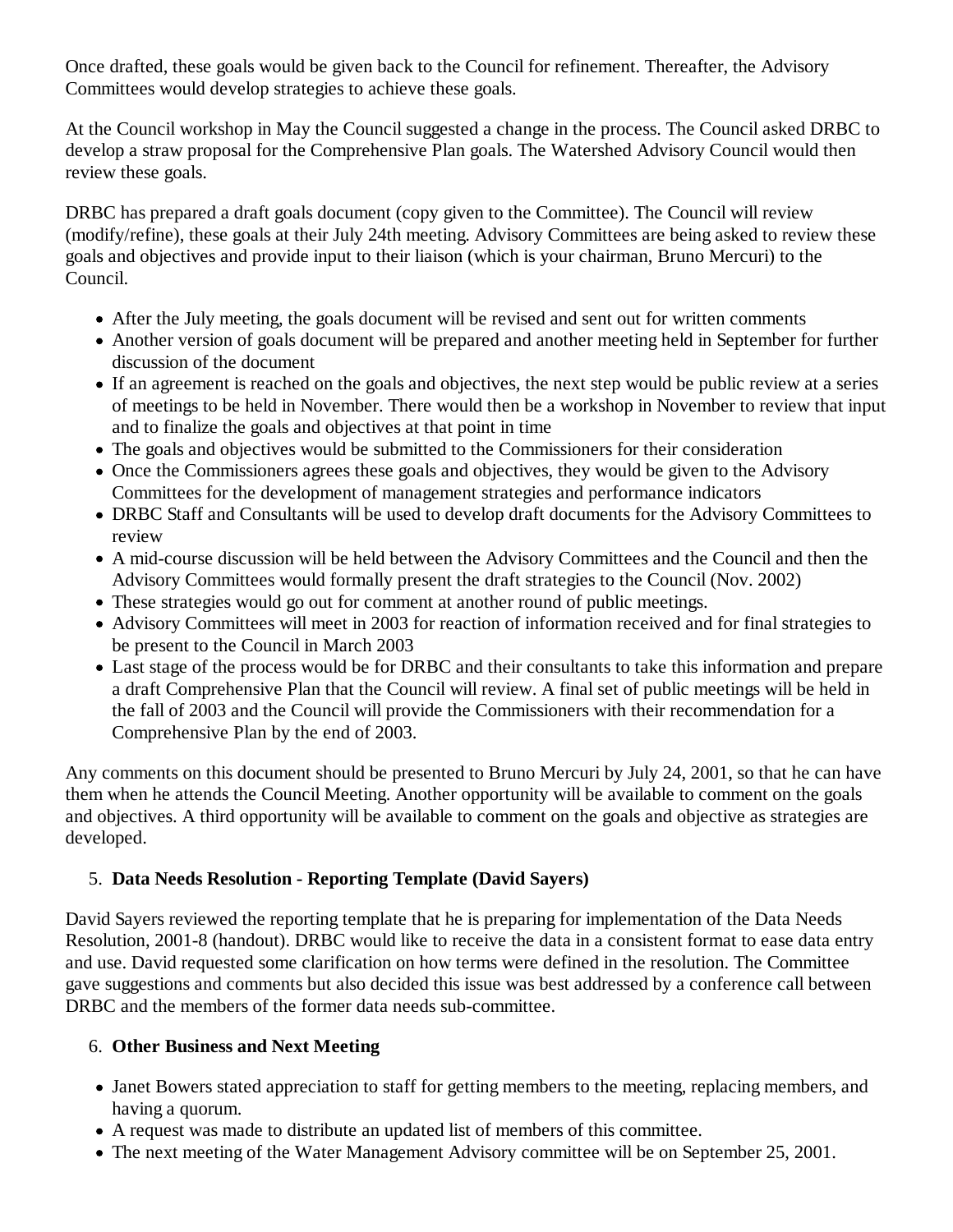Once drafted, these goals would be given back to the Council for refinement. Thereafter, the Advisory Committees would develop strategies to achieve these goals.

At the Council workshop in May the Council suggested a change in the process. The Council asked DRBC to develop a straw proposal for the Comprehensive Plan goals. The Watershed Advisory Council would then review these goals.

DRBC has prepared a draft goals document (copy given to the Committee). The Council will review (modify/refine), these goals at their July 24th meeting. Advisory Committees are being asked to review these goals and objectives and provide input to their liaison (which is your chairman, Bruno Mercuri) to the Council.

- After the July meeting, the goals document will be revised and sent out for written comments
- Another version of goals document will be prepared and another meeting held in September for further discussion of the document
- If an agreement is reached on the goals and objectives, the next step would be public review at a series of meetings to be held in November. There would then be a workshop in November to review that input and to finalize the goals and objectives at that point in time
- The goals and objectives would be submitted to the Commissioners for their consideration
- Once the Commissioners agrees these goals and objectives, they would be given to the Advisory Committees for the development of management strategies and performance indicators
- DRBC Staff and Consultants will be used to develop draft documents for the Advisory Committees to review
- A mid-course discussion will be held between the Advisory Committees and the Council and then the Advisory Committees would formally present the draft strategies to the Council (Nov. 2002)
- These strategies would go out for comment at another round of public meetings.
- Advisory Committees will meet in 2003 for reaction of information received and for final strategies to be present to the Council in March 2003
- Last stage of the process would be for DRBC and their consultants to take this information and prepare a draft Comprehensive Plan that the Council will review. A final set of public meetings will be held in the fall of 2003 and the Council will provide the Commissioners with their recommendation for a Comprehensive Plan by the end of 2003.

Any comments on this document should be presented to Bruno Mercuri by July 24, 2001, so that he can have them when he attends the Council Meeting. Another opportunity will be available to comment on the goals and objectives. A third opportunity will be available to comment on the goals and objective as strategies are developed.

5. **Data Needs Resolution - Reporting Template (David Sayers)**

David Sayers reviewed the reporting template that he is preparing for implementation of the Data Needs Resolution, 2001-8 (handout). DRBC would like to receive the data in a consistent format to ease data entry and use. David requested some clarification on how terms were defined in the resolution. The Committee gave suggestions and comments but also decided this issue was best addressed by a conference call between DRBC and the members of the former data needs sub-committee.

6. **Other Business and Next Meeting**

- Janet Bowers stated appreciation to staff for getting members to the meeting, replacing members, and having a quorum.
- A request was made to distribute an updated list of members of this committee.
- The next meeting of the Water Management Advisory committee will be on September 25, 2001.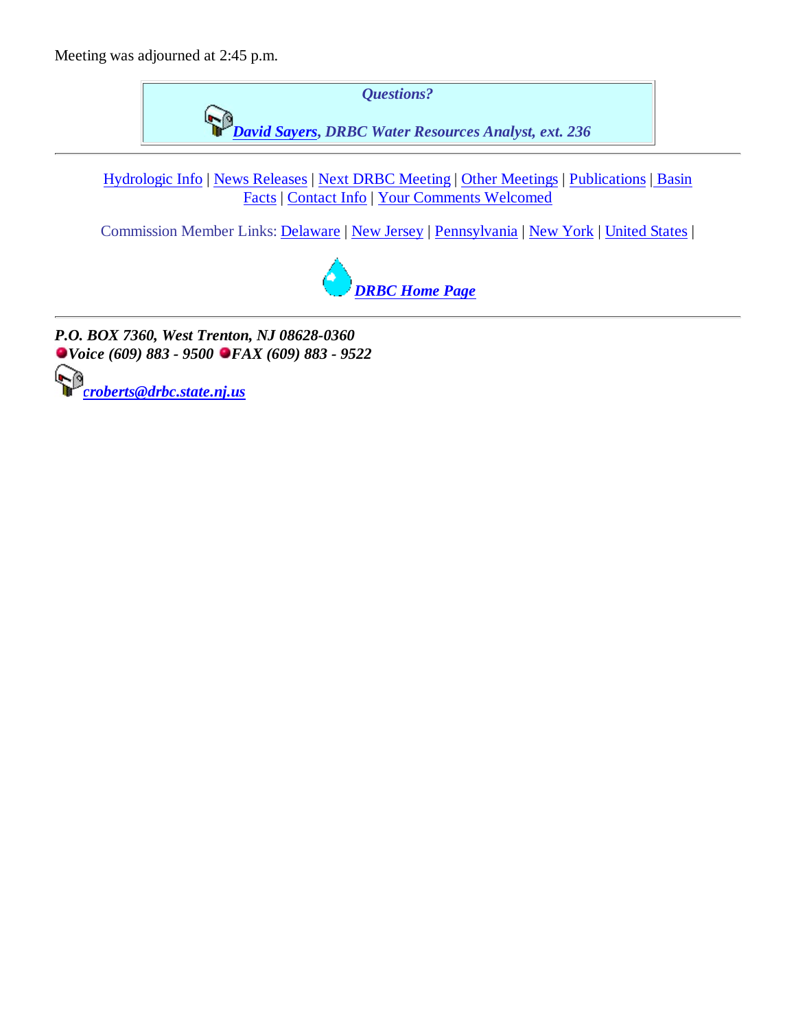Meeting was adjourned at 2:45 p.m.

***Questions?***

***David Sayers, DRBC Water Resources Analyst, ext. 236***

---

Hydrologic Info | News Releases | Next DRBC Meeting | Other Meetings | Publications | Basin Facts | Contact Info | Your Comments Welcomed

Commission Member Links: Delaware | New Jersey | Pennsylvania | New York | United States |

***DRBC Home Page***

---

***P.O. BOX 7360, West Trenton, NJ 08628-0360***
***Voice (609) 883 - 9500 FAX (609) 883 - 9522***
***croberts@drbc.state.nj.us***